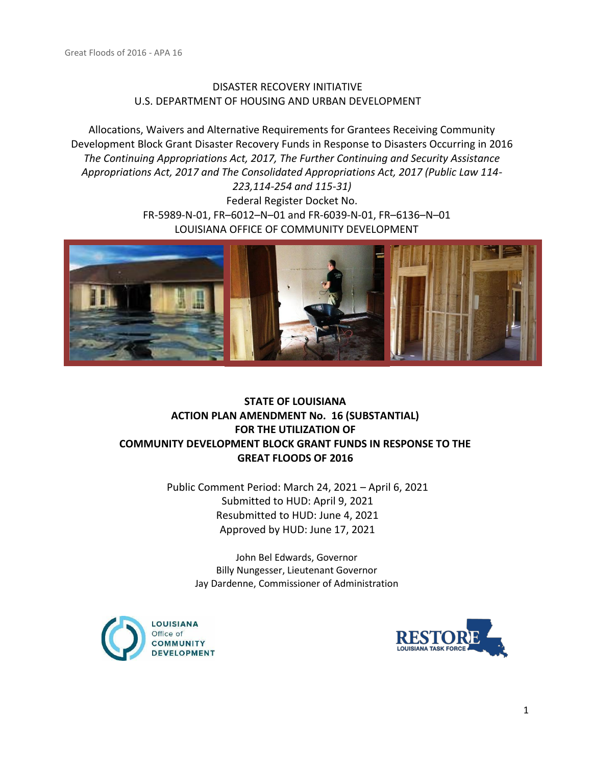DISASTER RECOVERY INITIATIVE
U.S. DEPARTMENT OF HOUSING AND URBAN DEVELOPMENT

Allocations, Waivers and Alternative Requirements for Grantees Receiving Community Development Block Grant Disaster Recovery Funds in Response to Disasters Occurring in 2016
*The Continuing Appropriations Act, 2017, The Further Continuing and Security Assistance Appropriations Act, 2017 and The Consolidated Appropriations Act, 2017 (Public Law 114-223,114-254 and 115-31)*
Federal Register Docket No.
FR-5989-N-01, FR–6012–N–01 and FR-6039-N-01, FR–6136–N–01
LOUISIANA OFFICE OF COMMUNITY DEVELOPMENT

# STATE OF LOUISIANA
# ACTION PLAN AMENDMENT No. 16 (SUBSTANTIAL)
# FOR THE UTILIZATION OF
# COMMUNITY DEVELOPMENT BLOCK GRANT FUNDS IN RESPONSE TO THE GREAT FLOODS OF 2016

Public Comment Period: March 24, 2021 – April 6, 2021
Submitted to HUD: April 9, 2021
Resubmitted to HUD: June 4, 2021
Approved by HUD: June 17, 2021

John Bel Edwards, Governor
Billy Nungesser, Lieutenant Governor
Jay Dardenne, Commissioner of Administration

LOUISIANA Office of COMMUNITY DEVELOPMENT

RESTORE LOUISIANA TASK FORCE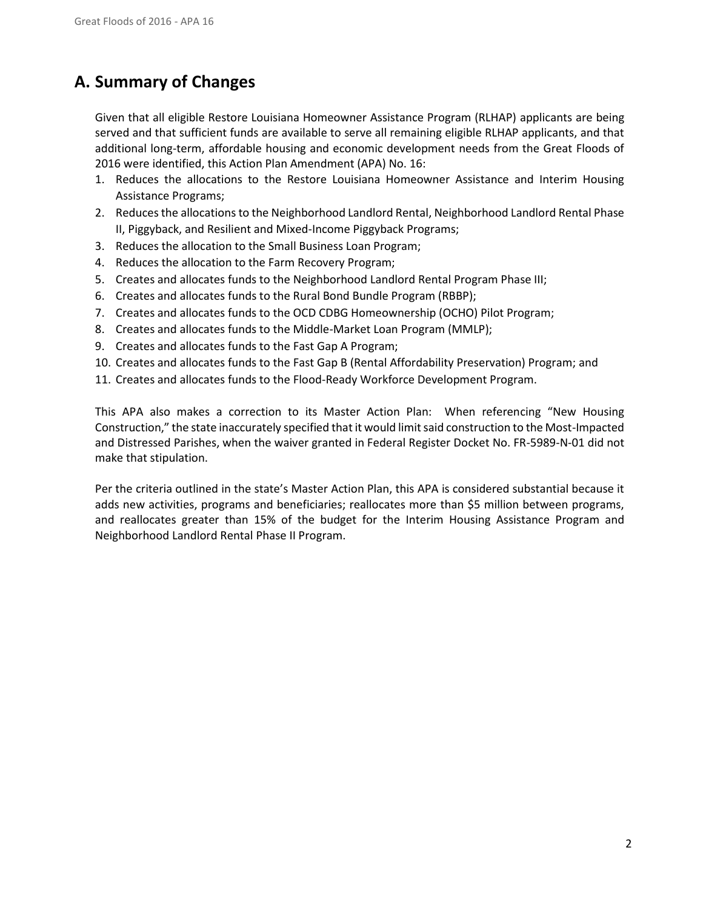## A. Summary of Changes

Given that all eligible Restore Louisiana Homeowner Assistance Program (RLHAP) applicants are being served and that sufficient funds are available to serve all remaining eligible RLHAP applicants, and that additional long-term, affordable housing and economic development needs from the Great Floods of 2016 were identified, this Action Plan Amendment (APA) No. 16:

1. Reduces the allocations to the Restore Louisiana Homeowner Assistance and Interim Housing Assistance Programs;
2. Reduces the allocations to the Neighborhood Landlord Rental, Neighborhood Landlord Rental Phase II, Piggyback, and Resilient and Mixed-Income Piggyback Programs;
3. Reduces the allocation to the Small Business Loan Program;
4. Reduces the allocation to the Farm Recovery Program;
5. Creates and allocates funds to the Neighborhood Landlord Rental Program Phase III;
6. Creates and allocates funds to the Rural Bond Bundle Program (RBBP);
7. Creates and allocates funds to the OCD CDBG Homeownership (OCHO) Pilot Program;
8. Creates and allocates funds to the Middle-Market Loan Program (MMLP);
9. Creates and allocates funds to the Fast Gap A Program;
10. Creates and allocates funds to the Fast Gap B (Rental Affordability Preservation) Program; and
11. Creates and allocates funds to the Flood-Ready Workforce Development Program.

This APA also makes a correction to its Master Action Plan: When referencing "New Housing Construction," the state inaccurately specified that it would limit said construction to the Most-Impacted and Distressed Parishes, when the waiver granted in Federal Register Docket No. FR-5989-N-01 did not make that stipulation.

Per the criteria outlined in the state's Master Action Plan, this APA is considered substantial because it adds new activities, programs and beneficiaries; reallocates more than $5 million between programs, and reallocates greater than 15% of the budget for the Interim Housing Assistance Program and Neighborhood Landlord Rental Phase II Program.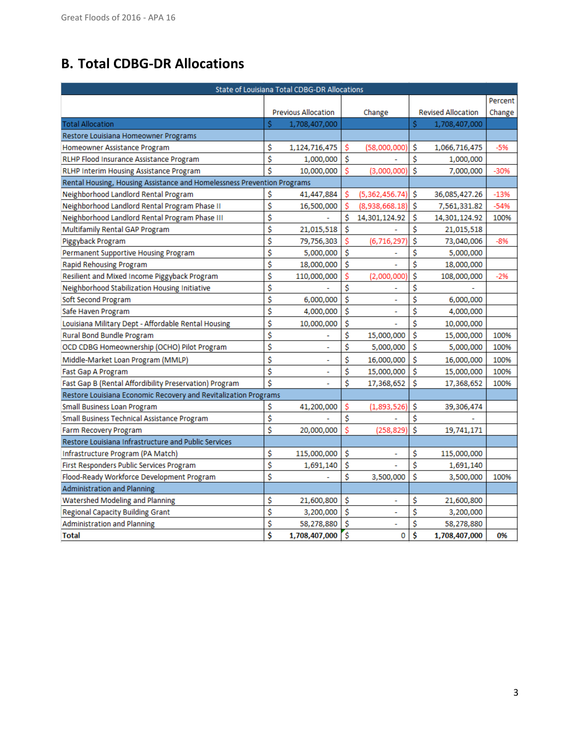## B. Total CDBG-DR Allocations

| State of Louisiana Total CDBG-DR Allocations | | | | |
|---|---|---|---|---|
| | Previous Allocation | Change | Revised Allocation | Percent Change |
| Total Allocation | $ 1,708,407,000 | | $ 1,708,407,000 | |
| Restore Louisiana Homeowner Programs | | | | |
| Homeowner Assistance Program | $ 1,124,716,475 | $ (58,000,000) | $ 1,066,716,475 | -5% |
| RLHP Flood Insurance Assistance Program | $ 1,000,000 | $ - | $ 1,000,000 | |
| RLHP Interim Housing Assistance Program | $ 10,000,000 | $ (3,000,000) | $ 7,000,000 | -30% |
| Rental Housing, Housing Assistance and Homelessness Prevention Programs | | | | |
| Neighborhood Landlord Rental Program | $ 41,447,884 | $ (5,362,456.74) | $ 36,085,427.26 | -13% |
| Neighborhood Landlord Rental Program Phase II | $ 16,500,000 | $ (8,938,668.18) | $ 7,561,331.82 | -54% |
| Neighborhood Landlord Rental Program Phase III | $ - | $ 14,301,124.92 | $ 14,301,124.92 | 100% |
| Multifamily Rental GAP Program | $ 21,015,518 | $ - | $ 21,015,518 | |
| Piggyback Program | $ 79,756,303 | $ (6,716,297) | $ 73,040,006 | -8% |
| Permanent Supportive Housing Program | $ 5,000,000 | $ - | $ 5,000,000 | |
| Rapid Rehousing Program | $ 18,000,000 | $ - | $ 18,000,000 | |
| Resilient and Mixed Income Piggyback Program | $ 110,000,000 | $ (2,000,000) | $ 108,000,000 | -2% |
| Neighborhood Stabilization Housing Initiative | $ - | $ - | $ - | |
| Soft Second Program | $ 6,000,000 | $ - | $ 6,000,000 | |
| Safe Haven Program | $ 4,000,000 | $ - | $ 4,000,000 | |
| Louisiana Military Dept - Affordable Rental Housing | $ 10,000,000 | $ - | $ 10,000,000 | |
| Rural Bond Bundle Program | $ - | $ 15,000,000 | $ 15,000,000 | 100% |
| OCD CDBG Homeownership (OCHO) Pilot Program | $ - | $ 5,000,000 | $ 5,000,000 | 100% |
| Middle-Market Loan Program (MMLP) | $ - | $ 16,000,000 | $ 16,000,000 | 100% |
| Fast Gap A Program | $ - | $ 15,000,000 | $ 15,000,000 | 100% |
| Fast Gap B (Rental Affordibility Preservation) Program | $ - | $ 17,368,652 | $ 17,368,652 | 100% |
| Restore Louisiana Economic Recovery and Revitalization Programs | | | | |
| Small Business Loan Program | $ 41,200,000 | $ (1,893,526) | $ 39,306,474 | |
| Small Business Technical Assistance Program | $ - | $ - | $ - | |
| Farm Recovery Program | $ 20,000,000 | $ (258,829) | $ 19,741,171 | |
| Restore Louisiana Infrastructure and Public Services | | | | |
| Infrastructure Program (PA Match) | $ 115,000,000 | $ - | $ 115,000,000 | |
| First Responders Public Services Program | $ 1,691,140 | $ - | $ 1,691,140 | |
| Flood-Ready Workforce Development Program | $ - | $ 3,500,000 | $ 3,500,000 | 100% |
| Administration and Planning | | | | |
| Watershed Modeling and Planning | $ 21,600,800 | $ - | $ 21,600,800 | |
| Regional Capacity Building Grant | $ 3,200,000 | $ - | $ 3,200,000 | |
| Administration and Planning | $ 58,278,880 | $ - | $ 58,278,880 | |
| **Total** | **$ 1,708,407,000** | $ 0 | **$ 1,708,407,000** | **0%** |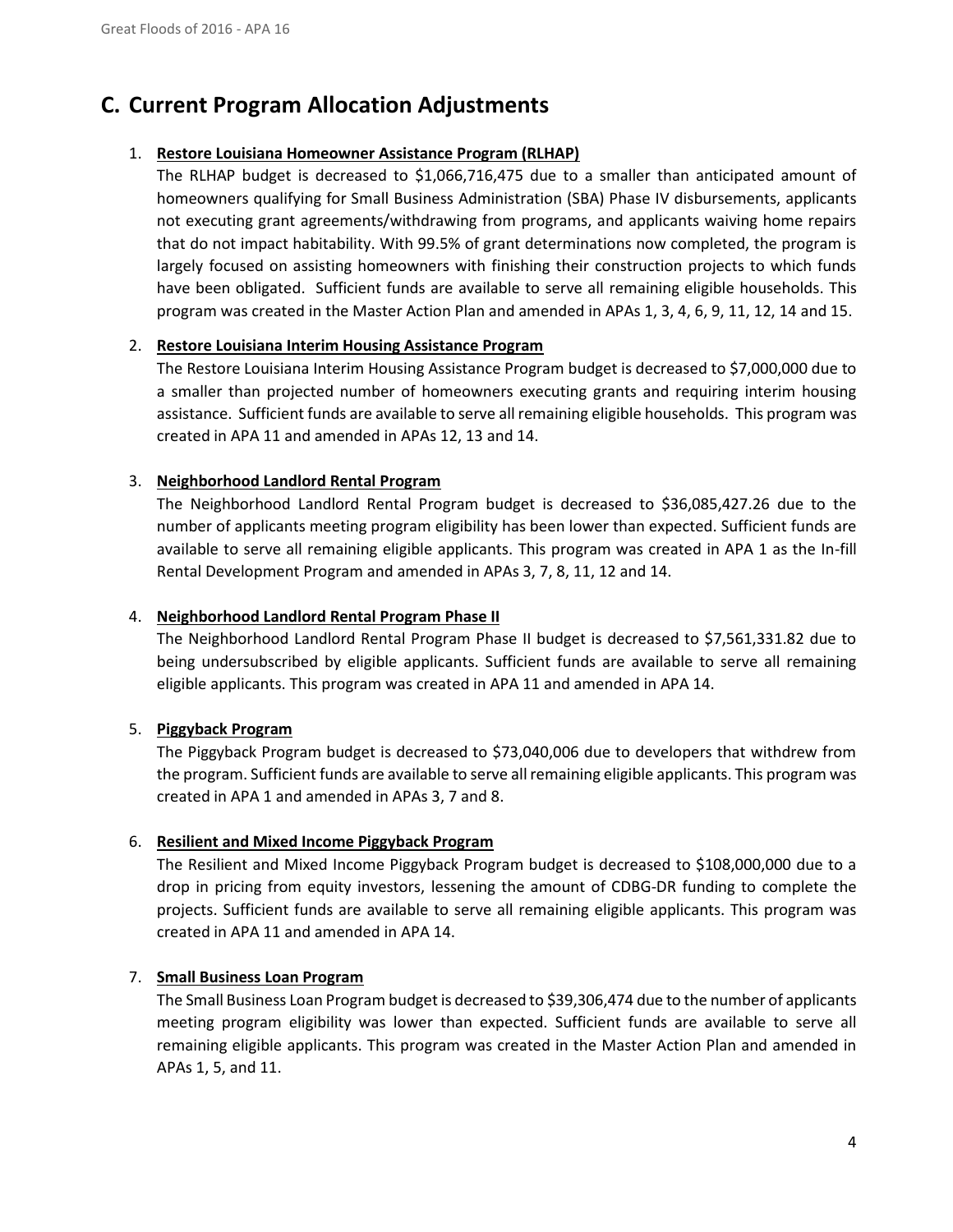## C. Current Program Allocation Adjustments

1. **Restore Louisiana Homeowner Assistance Program (RLHAP)**

   The RLHAP budget is decreased to $1,066,716,475 due to a smaller than anticipated amount of homeowners qualifying for Small Business Administration (SBA) Phase IV disbursements, applicants not executing grant agreements/withdrawing from programs, and applicants waiving home repairs that do not impact habitability. With 99.5% of grant determinations now completed, the program is largely focused on assisting homeowners with finishing their construction projects to which funds have been obligated. Sufficient funds are available to serve all remaining eligible households. This program was created in the Master Action Plan and amended in APAs 1, 3, 4, 6, 9, 11, 12, 14 and 15.

2. **Restore Louisiana Interim Housing Assistance Program**

   The Restore Louisiana Interim Housing Assistance Program budget is decreased to $7,000,000 due to a smaller than projected number of homeowners executing grants and requiring interim housing assistance. Sufficient funds are available to serve all remaining eligible households. This program was created in APA 11 and amended in APAs 12, 13 and 14.

3. **Neighborhood Landlord Rental Program**

   The Neighborhood Landlord Rental Program budget is decreased to $36,085,427.26 due to the number of applicants meeting program eligibility has been lower than expected. Sufficient funds are available to serve all remaining eligible applicants. This program was created in APA 1 as the In-fill Rental Development Program and amended in APAs 3, 7, 8, 11, 12 and 14.

4. **Neighborhood Landlord Rental Program Phase II**

   The Neighborhood Landlord Rental Program Phase II budget is decreased to $7,561,331.82 due to being undersubscribed by eligible applicants. Sufficient funds are available to serve all remaining eligible applicants. This program was created in APA 11 and amended in APA 14.

5. **Piggyback Program**

   The Piggyback Program budget is decreased to $73,040,006 due to developers that withdrew from the program. Sufficient funds are available to serve all remaining eligible applicants. This program was created in APA 1 and amended in APAs 3, 7 and 8.

6. **Resilient and Mixed Income Piggyback Program**

   The Resilient and Mixed Income Piggyback Program budget is decreased to $108,000,000 due to a drop in pricing from equity investors, lessening the amount of CDBG-DR funding to complete the projects. Sufficient funds are available to serve all remaining eligible applicants. This program was created in APA 11 and amended in APA 14.

7. **Small Business Loan Program**

   The Small Business Loan Program budget is decreased to $39,306,474 due to the number of applicants meeting program eligibility was lower than expected. Sufficient funds are available to serve all remaining eligible applicants. This program was created in the Master Action Plan and amended in APAs 1, 5, and 11.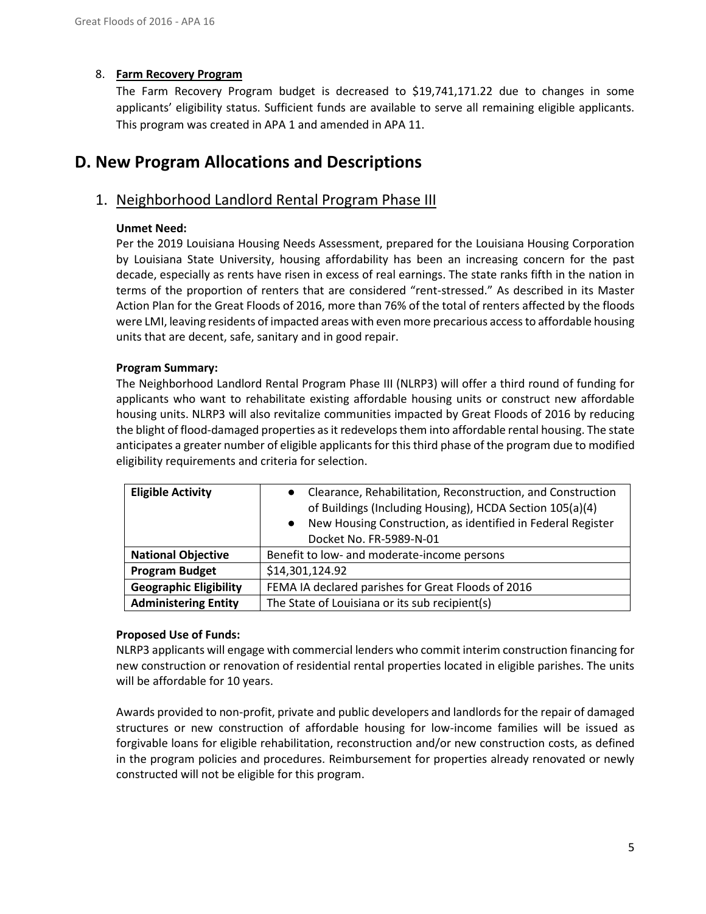8. **Farm Recovery Program**

   The Farm Recovery Program budget is decreased to $19,741,171.22 due to changes in some applicants' eligibility status. Sufficient funds are available to serve all remaining eligible applicants. This program was created in APA 1 and amended in APA 11.

# D. New Program Allocations and Descriptions

## 1. Neighborhood Landlord Rental Program Phase III

**Unmet Need:**

Per the 2019 Louisiana Housing Needs Assessment, prepared for the Louisiana Housing Corporation by Louisiana State University, housing affordability has been an increasing concern for the past decade, especially as rents have risen in excess of real earnings. The state ranks fifth in the nation in terms of the proportion of renters that are considered "rent-stressed." As described in its Master Action Plan for the Great Floods of 2016, more than 76% of the total of renters affected by the floods were LMI, leaving residents of impacted areas with even more precarious access to affordable housing units that are decent, safe, sanitary and in good repair.

**Program Summary:**

The Neighborhood Landlord Rental Program Phase III (NLRP3) will offer a third round of funding for applicants who want to rehabilitate existing affordable housing units or construct new affordable housing units. NLRP3 will also revitalize communities impacted by Great Floods of 2016 by reducing the blight of flood-damaged properties as it redevelops them into affordable rental housing. The state anticipates a greater number of eligible applicants for this third phase of the program due to modified eligibility requirements and criteria for selection.

| **Eligible Activity** | • Clearance, Rehabilitation, Reconstruction, and Construction of Buildings (Including Housing), HCDA Section 105(a)(4)<br>• New Housing Construction, as identified in Federal Register Docket No. FR-5989-N-01 |
|---|---|
| **National Objective** | Benefit to low- and moderate-income persons |
| **Program Budget** | $14,301,124.92 |
| **Geographic Eligibility** | FEMA IA declared parishes for Great Floods of 2016 |
| **Administering Entity** | The State of Louisiana or its sub recipient(s) |

**Proposed Use of Funds:**

NLRP3 applicants will engage with commercial lenders who commit interim construction financing for new construction or renovation of residential rental properties located in eligible parishes. The units will be affordable for 10 years.

Awards provided to non-profit, private and public developers and landlords for the repair of damaged structures or new construction of affordable housing for low-income families will be issued as forgivable loans for eligible rehabilitation, reconstruction and/or new construction costs, as defined in the program policies and procedures. Reimbursement for properties already renovated or newly constructed will not be eligible for this program.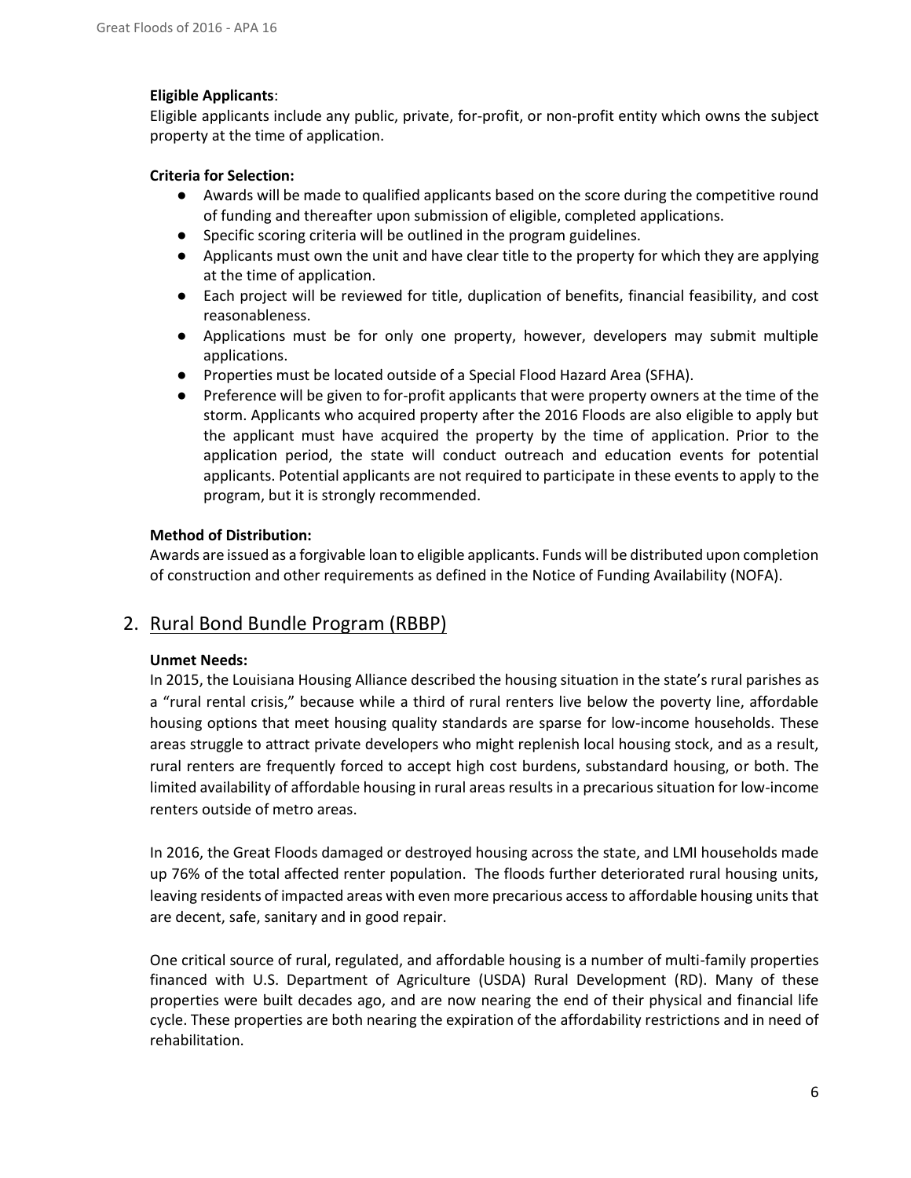**Eligible Applicants**:

Eligible applicants include any public, private, for-profit, or non-profit entity which owns the subject property at the time of application.

**Criteria for Selection:**

- Awards will be made to qualified applicants based on the score during the competitive round of funding and thereafter upon submission of eligible, completed applications.
- Specific scoring criteria will be outlined in the program guidelines.
- Applicants must own the unit and have clear title to the property for which they are applying at the time of application.
- Each project will be reviewed for title, duplication of benefits, financial feasibility, and cost reasonableness.
- Applications must be for only one property, however, developers may submit multiple applications.
- Properties must be located outside of a Special Flood Hazard Area (SFHA).
- Preference will be given to for-profit applicants that were property owners at the time of the storm. Applicants who acquired property after the 2016 Floods are also eligible to apply but the applicant must have acquired the property by the time of application. Prior to the application period, the state will conduct outreach and education events for potential applicants. Potential applicants are not required to participate in these events to apply to the program, but it is strongly recommended.

**Method of Distribution:**

Awards are issued as a forgivable loan to eligible applicants. Funds will be distributed upon completion of construction and other requirements as defined in the Notice of Funding Availability (NOFA).

## 2. Rural Bond Bundle Program (RBBP)

**Unmet Needs:**

In 2015, the Louisiana Housing Alliance described the housing situation in the state's rural parishes as a "rural rental crisis," because while a third of rural renters live below the poverty line, affordable housing options that meet housing quality standards are sparse for low-income households. These areas struggle to attract private developers who might replenish local housing stock, and as a result, rural renters are frequently forced to accept high cost burdens, substandard housing, or both. The limited availability of affordable housing in rural areas results in a precarious situation for low-income renters outside of metro areas.

In 2016, the Great Floods damaged or destroyed housing across the state, and LMI households made up 76% of the total affected renter population. The floods further deteriorated rural housing units, leaving residents of impacted areas with even more precarious access to affordable housing units that are decent, safe, sanitary and in good repair.

One critical source of rural, regulated, and affordable housing is a number of multi-family properties financed with U.S. Department of Agriculture (USDA) Rural Development (RD). Many of these properties were built decades ago, and are now nearing the end of their physical and financial life cycle. These properties are both nearing the expiration of the affordability restrictions and in need of rehabilitation.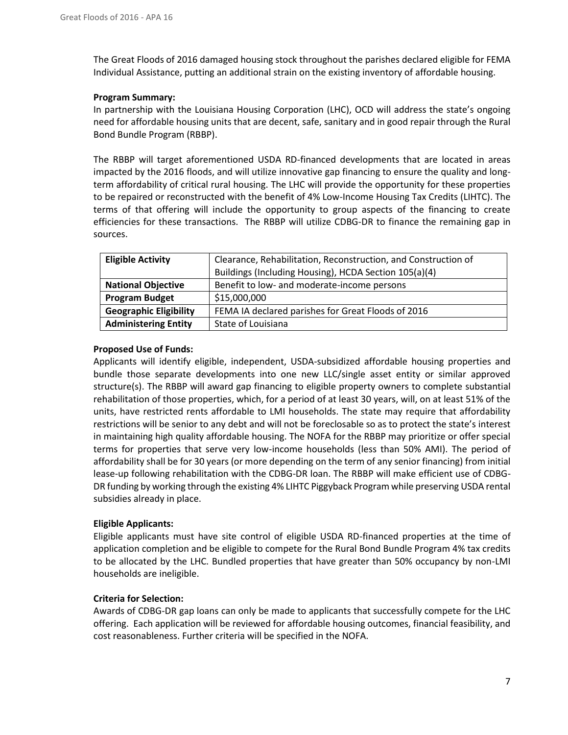The Great Floods of 2016 damaged housing stock throughout the parishes declared eligible for FEMA Individual Assistance, putting an additional strain on the existing inventory of affordable housing.

**Program Summary:**
In partnership with the Louisiana Housing Corporation (LHC), OCD will address the state's ongoing need for affordable housing units that are decent, safe, sanitary and in good repair through the Rural Bond Bundle Program (RBBP).

The RBBP will target aforementioned USDA RD-financed developments that are located in areas impacted by the 2016 floods, and will utilize innovative gap financing to ensure the quality and long-term affordability of critical rural housing. The LHC will provide the opportunity for these properties to be repaired or reconstructed with the benefit of 4% Low-Income Housing Tax Credits (LIHTC). The terms of that offering will include the opportunity to group aspects of the financing to create efficiencies for these transactions. The RBBP will utilize CDBG-DR to finance the remaining gap in sources.

| **Eligible Activity** | Clearance, Rehabilitation, Reconstruction, and Construction of Buildings (Including Housing), HCDA Section 105(a)(4) |
|---|---|
| **National Objective** | Benefit to low- and moderate-income persons |
| **Program Budget** | \$15,000,000 |
| **Geographic Eligibility** | FEMA IA declared parishes for Great Floods of 2016 |
| **Administering Entity** | State of Louisiana |

**Proposed Use of Funds:**
Applicants will identify eligible, independent, USDA-subsidized affordable housing properties and bundle those separate developments into one new LLC/single asset entity or similar approved structure(s). The RBBP will award gap financing to eligible property owners to complete substantial rehabilitation of those properties, which, for a period of at least 30 years, will, on at least 51% of the units, have restricted rents affordable to LMI households. The state may require that affordability restrictions will be senior to any debt and will not be foreclosable so as to protect the state's interest in maintaining high quality affordable housing. The NOFA for the RBBP may prioritize or offer special terms for properties that serve very low-income households (less than 50% AMI). The period of affordability shall be for 30 years (or more depending on the term of any senior financing) from initial lease-up following rehabilitation with the CDBG-DR loan. The RBBP will make efficient use of CDBG-DR funding by working through the existing 4% LIHTC Piggyback Program while preserving USDA rental subsidies already in place.

**Eligible Applicants:**
Eligible applicants must have site control of eligible USDA RD-financed properties at the time of application completion and be eligible to compete for the Rural Bond Bundle Program 4% tax credits to be allocated by the LHC. Bundled properties that have greater than 50% occupancy by non-LMI households are ineligible.

**Criteria for Selection:**
Awards of CDBG-DR gap loans can only be made to applicants that successfully compete for the LHC offering. Each application will be reviewed for affordable housing outcomes, financial feasibility, and cost reasonableness. Further criteria will be specified in the NOFA.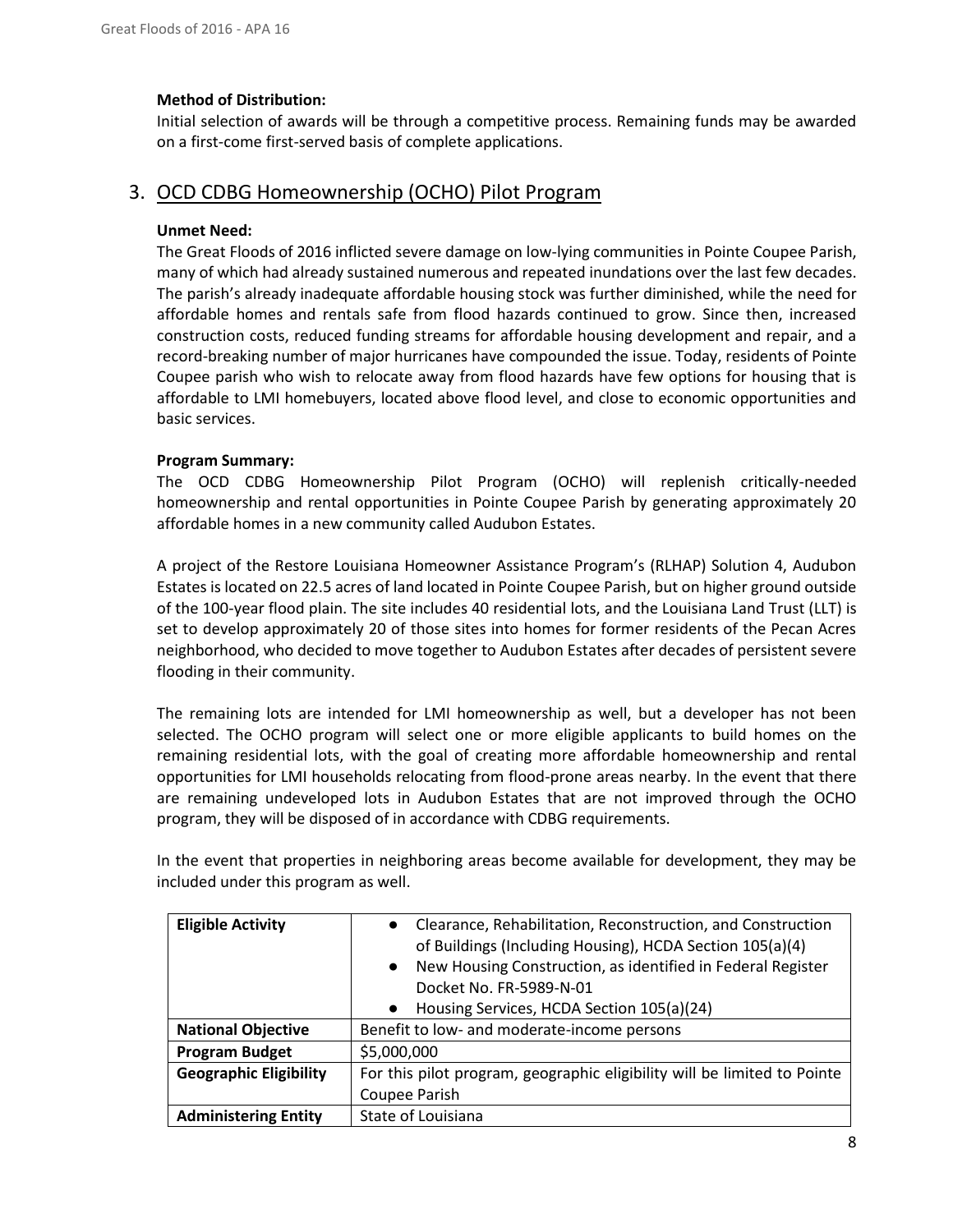**Method of Distribution:**

Initial selection of awards will be through a competitive process. Remaining funds may be awarded on a first-come first-served basis of complete applications.

## 3. OCD CDBG Homeownership (OCHO) Pilot Program

**Unmet Need:**

The Great Floods of 2016 inflicted severe damage on low-lying communities in Pointe Coupee Parish, many of which had already sustained numerous and repeated inundations over the last few decades. The parish's already inadequate affordable housing stock was further diminished, while the need for affordable homes and rentals safe from flood hazards continued to grow. Since then, increased construction costs, reduced funding streams for affordable housing development and repair, and a record-breaking number of major hurricanes have compounded the issue. Today, residents of Pointe Coupee parish who wish to relocate away from flood hazards have few options for housing that is affordable to LMI homebuyers, located above flood level, and close to economic opportunities and basic services.

**Program Summary:**

The OCD CDBG Homeownership Pilot Program (OCHO) will replenish critically-needed homeownership and rental opportunities in Pointe Coupee Parish by generating approximately 20 affordable homes in a new community called Audubon Estates.

A project of the Restore Louisiana Homeowner Assistance Program's (RLHAP) Solution 4, Audubon Estates is located on 22.5 acres of land located in Pointe Coupee Parish, but on higher ground outside of the 100-year flood plain. The site includes 40 residential lots, and the Louisiana Land Trust (LLT) is set to develop approximately 20 of those sites into homes for former residents of the Pecan Acres neighborhood, who decided to move together to Audubon Estates after decades of persistent severe flooding in their community.

The remaining lots are intended for LMI homeownership as well, but a developer has not been selected. The OCHO program will select one or more eligible applicants to build homes on the remaining residential lots, with the goal of creating more affordable homeownership and rental opportunities for LMI households relocating from flood-prone areas nearby. In the event that there are remaining undeveloped lots in Audubon Estates that are not improved through the OCHO program, they will be disposed of in accordance with CDBG requirements.

In the event that properties in neighboring areas become available for development, they may be included under this program as well.

| | |
|---|---|
| **Eligible Activity** | • Clearance, Rehabilitation, Reconstruction, and Construction of Buildings (Including Housing), HCDA Section 105(a)(4)<br>• New Housing Construction, as identified in Federal Register Docket No. FR-5989-N-01<br>• Housing Services, HCDA Section 105(a)(24) |
| **National Objective** | Benefit to low- and moderate-income persons |
| **Program Budget** | \$5,000,000 |
| **Geographic Eligibility** | For this pilot program, geographic eligibility will be limited to Pointe Coupee Parish |
| **Administering Entity** | State of Louisiana |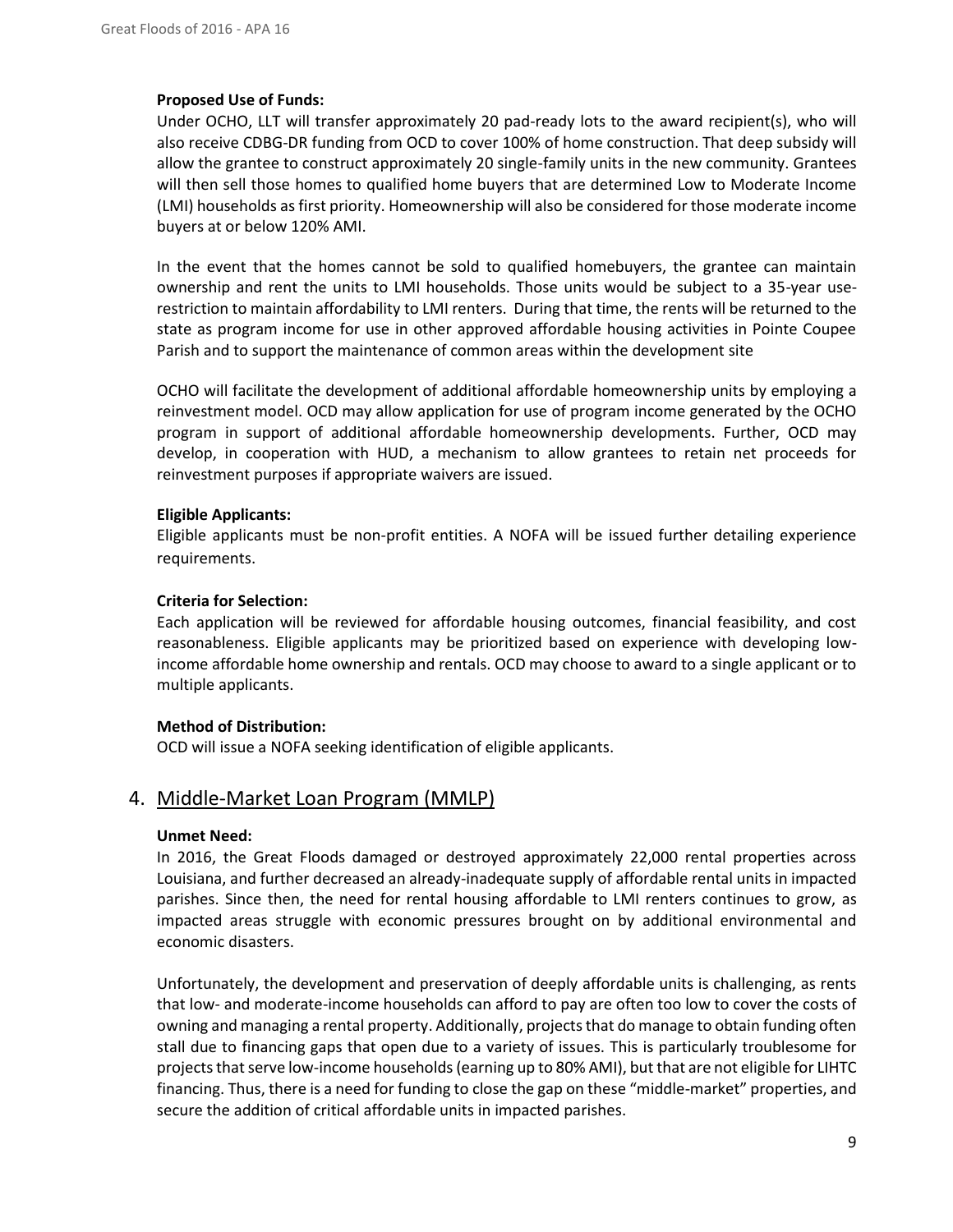**Proposed Use of Funds:**

Under OCHO, LLT will transfer approximately 20 pad-ready lots to the award recipient(s), who will also receive CDBG-DR funding from OCD to cover 100% of home construction. That deep subsidy will allow the grantee to construct approximately 20 single-family units in the new community. Grantees will then sell those homes to qualified home buyers that are determined Low to Moderate Income (LMI) households as first priority. Homeownership will also be considered for those moderate income buyers at or below 120% AMI.

In the event that the homes cannot be sold to qualified homebuyers, the grantee can maintain ownership and rent the units to LMI households. Those units would be subject to a 35-year use-restriction to maintain affordability to LMI renters. During that time, the rents will be returned to the state as program income for use in other approved affordable housing activities in Pointe Coupee Parish and to support the maintenance of common areas within the development site

OCHO will facilitate the development of additional affordable homeownership units by employing a reinvestment model. OCD may allow application for use of program income generated by the OCHO program in support of additional affordable homeownership developments. Further, OCD may develop, in cooperation with HUD, a mechanism to allow grantees to retain net proceeds for reinvestment purposes if appropriate waivers are issued.

**Eligible Applicants:**

Eligible applicants must be non-profit entities. A NOFA will be issued further detailing experience requirements.

**Criteria for Selection:**

Each application will be reviewed for affordable housing outcomes, financial feasibility, and cost reasonableness. Eligible applicants may be prioritized based on experience with developing low-income affordable home ownership and rentals. OCD may choose to award to a single applicant or to multiple applicants.

**Method of Distribution:**

OCD will issue a NOFA seeking identification of eligible applicants.

## 4. Middle-Market Loan Program (MMLP)

**Unmet Need:**

In 2016, the Great Floods damaged or destroyed approximately 22,000 rental properties across Louisiana, and further decreased an already-inadequate supply of affordable rental units in impacted parishes. Since then, the need for rental housing affordable to LMI renters continues to grow, as impacted areas struggle with economic pressures brought on by additional environmental and economic disasters.

Unfortunately, the development and preservation of deeply affordable units is challenging, as rents that low- and moderate-income households can afford to pay are often too low to cover the costs of owning and managing a rental property. Additionally, projects that do manage to obtain funding often stall due to financing gaps that open due to a variety of issues. This is particularly troublesome for projects that serve low-income households (earning up to 80% AMI), but that are not eligible for LIHTC financing. Thus, there is a need for funding to close the gap on these "middle-market" properties, and secure the addition of critical affordable units in impacted parishes.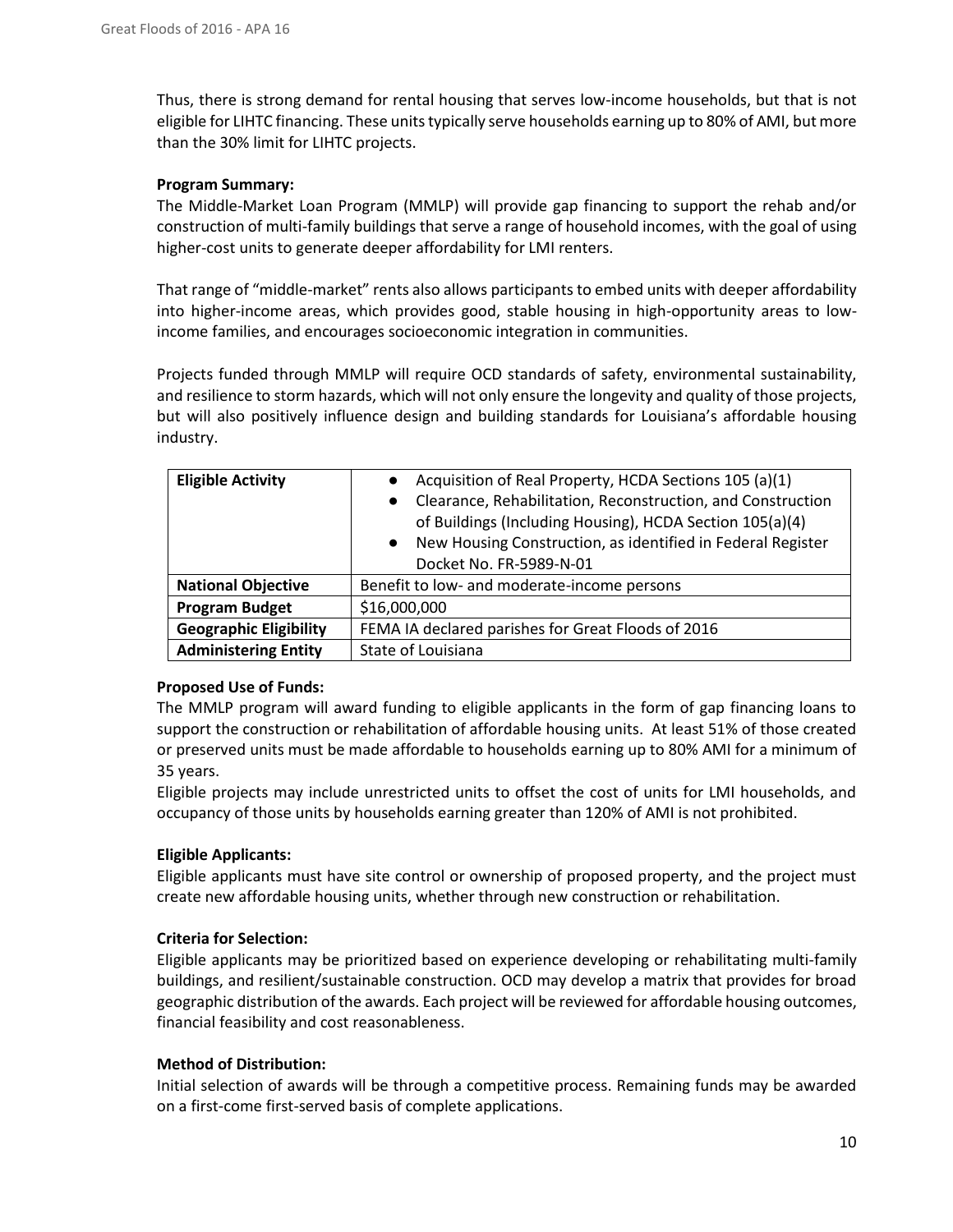Thus, there is strong demand for rental housing that serves low-income households, but that is not eligible for LIHTC financing. These units typically serve households earning up to 80% of AMI, but more than the 30% limit for LIHTC projects.

**Program Summary:**

The Middle-Market Loan Program (MMLP) will provide gap financing to support the rehab and/or construction of multi-family buildings that serve a range of household incomes, with the goal of using higher-cost units to generate deeper affordability for LMI renters.

That range of "middle-market" rents also allows participants to embed units with deeper affordability into higher-income areas, which provides good, stable housing in high-opportunity areas to low-income families, and encourages socioeconomic integration in communities.

Projects funded through MMLP will require OCD standards of safety, environmental sustainability, and resilience to storm hazards, which will not only ensure the longevity and quality of those projects, but will also positively influence design and building standards for Louisiana's affordable housing industry.

| **Eligible Activity** | • Acquisition of Real Property, HCDA Sections 105 (a)(1)<br>• Clearance, Rehabilitation, Reconstruction, and Construction of Buildings (Including Housing), HCDA Section 105(a)(4)<br>• New Housing Construction, as identified in Federal Register Docket No. FR-5989-N-01 |
|---|---|
| **National Objective** | Benefit to low- and moderate-income persons |
| **Program Budget** | $16,000,000 |
| **Geographic Eligibility** | FEMA IA declared parishes for Great Floods of 2016 |
| **Administering Entity** | State of Louisiana |

**Proposed Use of Funds:**

The MMLP program will award funding to eligible applicants in the form of gap financing loans to support the construction or rehabilitation of affordable housing units. At least 51% of those created or preserved units must be made affordable to households earning up to 80% AMI for a minimum of 35 years.

Eligible projects may include unrestricted units to offset the cost of units for LMI households, and occupancy of those units by households earning greater than 120% of AMI is not prohibited.

**Eligible Applicants:**

Eligible applicants must have site control or ownership of proposed property, and the project must create new affordable housing units, whether through new construction or rehabilitation.

**Criteria for Selection:**

Eligible applicants may be prioritized based on experience developing or rehabilitating multi-family buildings, and resilient/sustainable construction. OCD may develop a matrix that provides for broad geographic distribution of the awards. Each project will be reviewed for affordable housing outcomes, financial feasibility and cost reasonableness.

**Method of Distribution:**

Initial selection of awards will be through a competitive process. Remaining funds may be awarded on a first-come first-served basis of complete applications.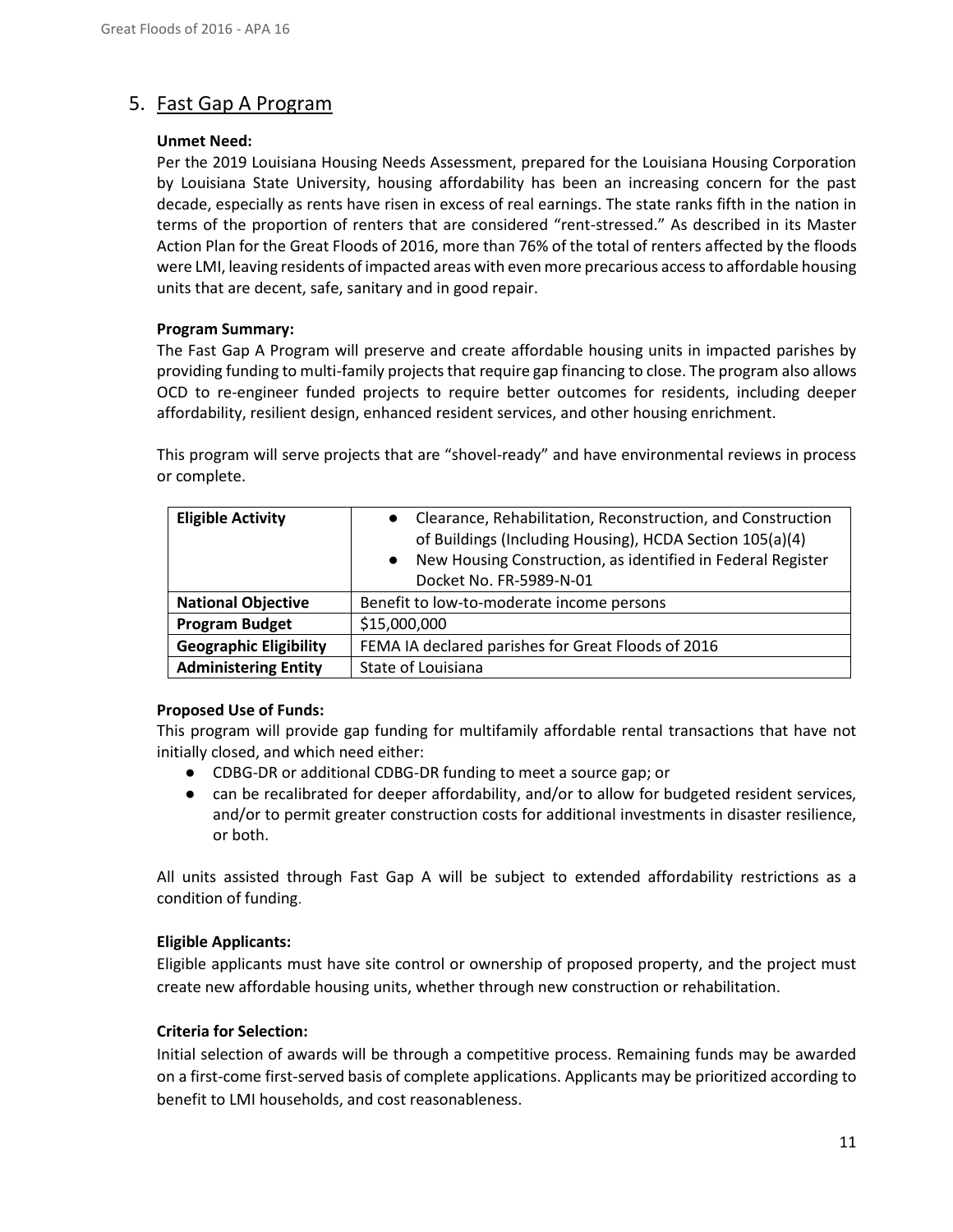## 5. Fast Gap A Program

**Unmet Need:**

Per the 2019 Louisiana Housing Needs Assessment, prepared for the Louisiana Housing Corporation by Louisiana State University, housing affordability has been an increasing concern for the past decade, especially as rents have risen in excess of real earnings. The state ranks fifth in the nation in terms of the proportion of renters that are considered "rent-stressed." As described in its Master Action Plan for the Great Floods of 2016, more than 76% of the total of renters affected by the floods were LMI, leaving residents of impacted areas with even more precarious access to affordable housing units that are decent, safe, sanitary and in good repair.

**Program Summary:**

The Fast Gap A Program will preserve and create affordable housing units in impacted parishes by providing funding to multi-family projects that require gap financing to close. The program also allows OCD to re-engineer funded projects to require better outcomes for residents, including deeper affordability, resilient design, enhanced resident services, and other housing enrichment.

This program will serve projects that are "shovel-ready" and have environmental reviews in process or complete.

| **Eligible Activity** | ● Clearance, Rehabilitation, Reconstruction, and Construction of Buildings (Including Housing), HCDA Section 105(a)(4)<br>● New Housing Construction, as identified in Federal Register Docket No. FR-5989-N-01 |
|---|---|
| **National Objective** | Benefit to low-to-moderate income persons |
| **Program Budget** | $15,000,000 |
| **Geographic Eligibility** | FEMA IA declared parishes for Great Floods of 2016 |
| **Administering Entity** | State of Louisiana |

**Proposed Use of Funds:**

This program will provide gap funding for multifamily affordable rental transactions that have not initially closed, and which need either:

- CDBG-DR or additional CDBG-DR funding to meet a source gap; or
- can be recalibrated for deeper affordability, and/or to allow for budgeted resident services, and/or to permit greater construction costs for additional investments in disaster resilience, or both.

All units assisted through Fast Gap A will be subject to extended affordability restrictions as a condition of funding.

**Eligible Applicants:**

Eligible applicants must have site control or ownership of proposed property, and the project must create new affordable housing units, whether through new construction or rehabilitation.

**Criteria for Selection:**

Initial selection of awards will be through a competitive process. Remaining funds may be awarded on a first-come first-served basis of complete applications. Applicants may be prioritized according to benefit to LMI households, and cost reasonableness.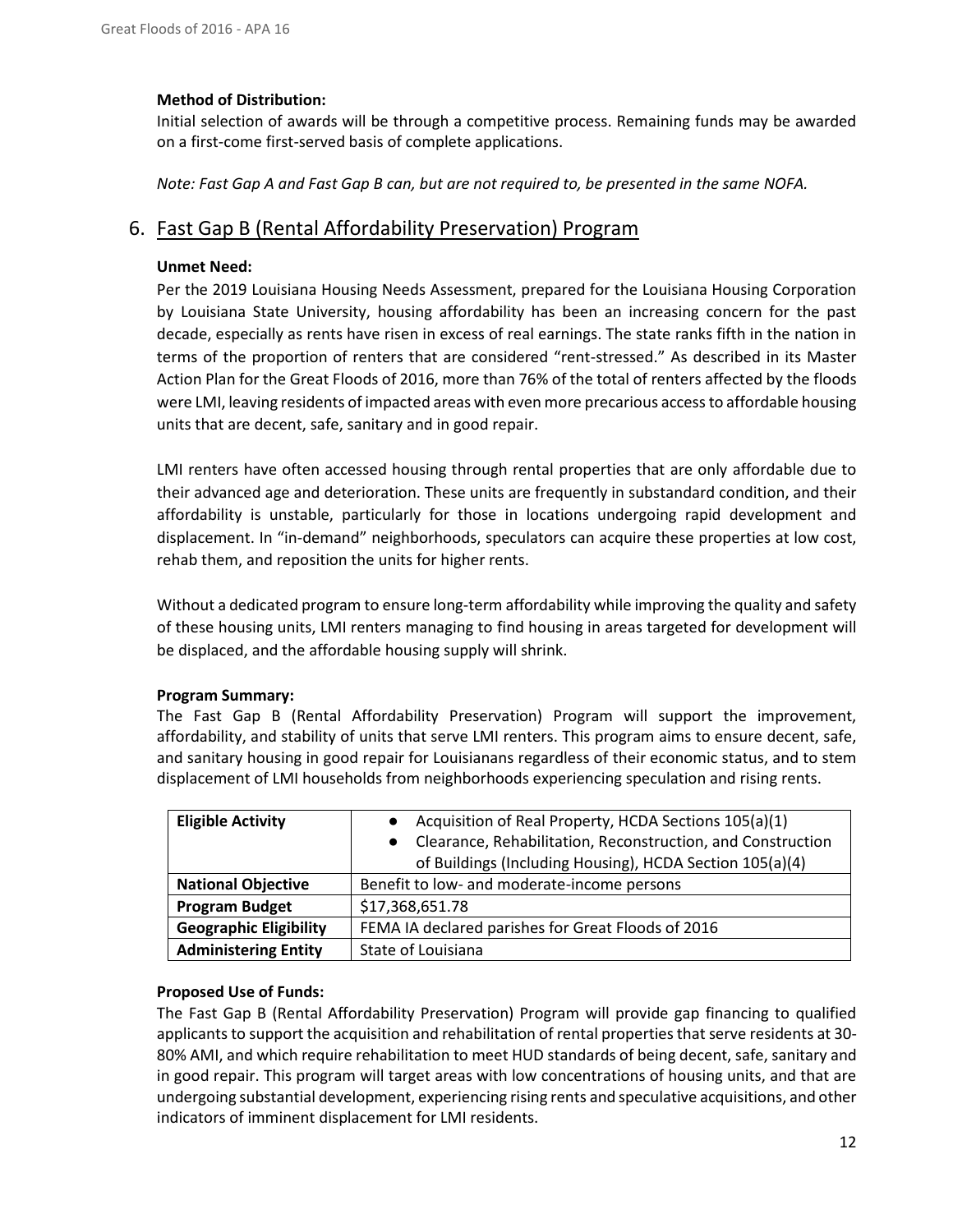**Method of Distribution:**
Initial selection of awards will be through a competitive process. Remaining funds may be awarded on a first-come first-served basis of complete applications.

*Note: Fast Gap A and Fast Gap B can, but are not required to, be presented in the same NOFA.*

## 6. Fast Gap B (Rental Affordability Preservation) Program

**Unmet Need:**
Per the 2019 Louisiana Housing Needs Assessment, prepared for the Louisiana Housing Corporation by Louisiana State University, housing affordability has been an increasing concern for the past decade, especially as rents have risen in excess of real earnings. The state ranks fifth in the nation in terms of the proportion of renters that are considered "rent-stressed." As described in its Master Action Plan for the Great Floods of 2016, more than 76% of the total of renters affected by the floods were LMI, leaving residents of impacted areas with even more precarious access to affordable housing units that are decent, safe, sanitary and in good repair.

LMI renters have often accessed housing through rental properties that are only affordable due to their advanced age and deterioration. These units are frequently in substandard condition, and their affordability is unstable, particularly for those in locations undergoing rapid development and displacement. In "in-demand" neighborhoods, speculators can acquire these properties at low cost, rehab them, and reposition the units for higher rents.

Without a dedicated program to ensure long-term affordability while improving the quality and safety of these housing units, LMI renters managing to find housing in areas targeted for development will be displaced, and the affordable housing supply will shrink.

**Program Summary:**
The Fast Gap B (Rental Affordability Preservation) Program will support the improvement, affordability, and stability of units that serve LMI renters. This program aims to ensure decent, safe, and sanitary housing in good repair for Louisianans regardless of their economic status, and to stem displacement of LMI households from neighborhoods experiencing speculation and rising rents.

| **Eligible Activity** | • Acquisition of Real Property, HCDA Sections 105(a)(1)<br>• Clearance, Rehabilitation, Reconstruction, and Construction of Buildings (Including Housing), HCDA Section 105(a)(4) |
|---|---|
| **National Objective** | Benefit to low- and moderate-income persons |
| **Program Budget** | $17,368,651.78 |
| **Geographic Eligibility** | FEMA IA declared parishes for Great Floods of 2016 |
| **Administering Entity** | State of Louisiana |

**Proposed Use of Funds:**
The Fast Gap B (Rental Affordability Preservation) Program will provide gap financing to qualified applicants to support the acquisition and rehabilitation of rental properties that serve residents at 30-80% AMI, and which require rehabilitation to meet HUD standards of being decent, safe, sanitary and in good repair. This program will target areas with low concentrations of housing units, and that are undergoing substantial development, experiencing rising rents and speculative acquisitions, and other indicators of imminent displacement for LMI residents.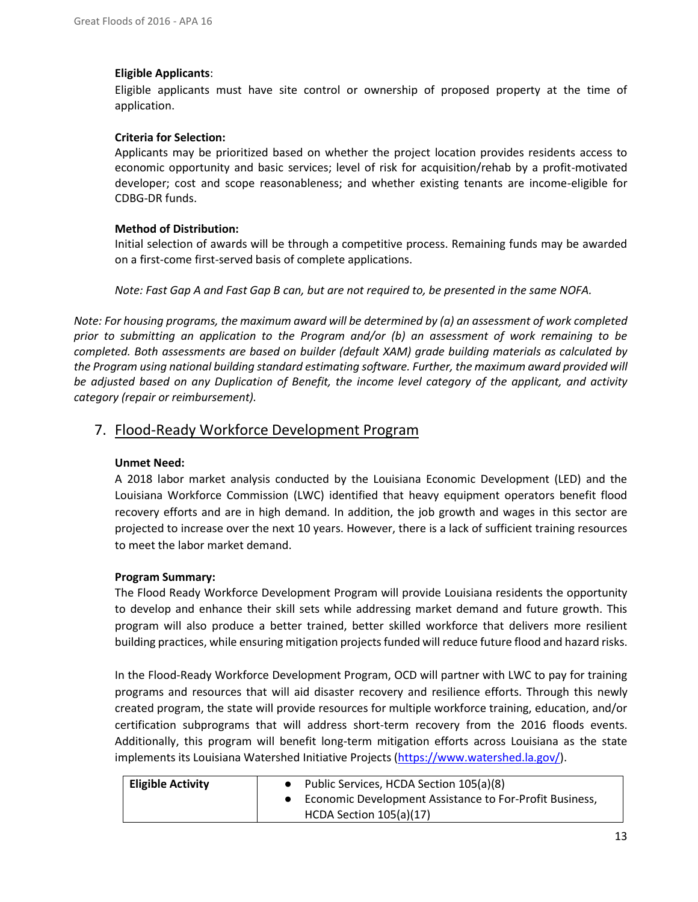**Eligible Applicants**:

Eligible applicants must have site control or ownership of proposed property at the time of application.

**Criteria for Selection:**

Applicants may be prioritized based on whether the project location provides residents access to economic opportunity and basic services; level of risk for acquisition/rehab by a profit-motivated developer; cost and scope reasonableness; and whether existing tenants are income-eligible for CDBG-DR funds.

**Method of Distribution:**

Initial selection of awards will be through a competitive process. Remaining funds may be awarded on a first-come first-served basis of complete applications.

*Note: Fast Gap A and Fast Gap B can, but are not required to, be presented in the same NOFA.*

*Note: For housing programs, the maximum award will be determined by (a) an assessment of work completed prior to submitting an application to the Program and/or (b) an assessment of work remaining to be completed. Both assessments are based on builder (default XAM) grade building materials as calculated by the Program using national building standard estimating software. Further, the maximum award provided will be adjusted based on any Duplication of Benefit, the income level category of the applicant, and activity category (repair or reimbursement).*

## 7. Flood-Ready Workforce Development Program

**Unmet Need:**

A 2018 labor market analysis conducted by the Louisiana Economic Development (LED) and the Louisiana Workforce Commission (LWC) identified that heavy equipment operators benefit flood recovery efforts and are in high demand. In addition, the job growth and wages in this sector are projected to increase over the next 10 years. However, there is a lack of sufficient training resources to meet the labor market demand.

**Program Summary:**

The Flood Ready Workforce Development Program will provide Louisiana residents the opportunity to develop and enhance their skill sets while addressing market demand and future growth. This program will also produce a better trained, better skilled workforce that delivers more resilient building practices, while ensuring mitigation projects funded will reduce future flood and hazard risks.

In the Flood-Ready Workforce Development Program, OCD will partner with LWC to pay for training programs and resources that will aid disaster recovery and resilience efforts. Through this newly created program, the state will provide resources for multiple workforce training, education, and/or certification subprograms that will address short-term recovery from the 2016 floods events. Additionally, this program will benefit long-term mitigation efforts across Louisiana as the state implements its Louisiana Watershed Initiative Projects (https://www.watershed.la.gov/).

| **Eligible Activity** | • Public Services, HCDA Section 105(a)(8)<br>• Economic Development Assistance to For-Profit Business, HCDA Section 105(a)(17) |
|---|---|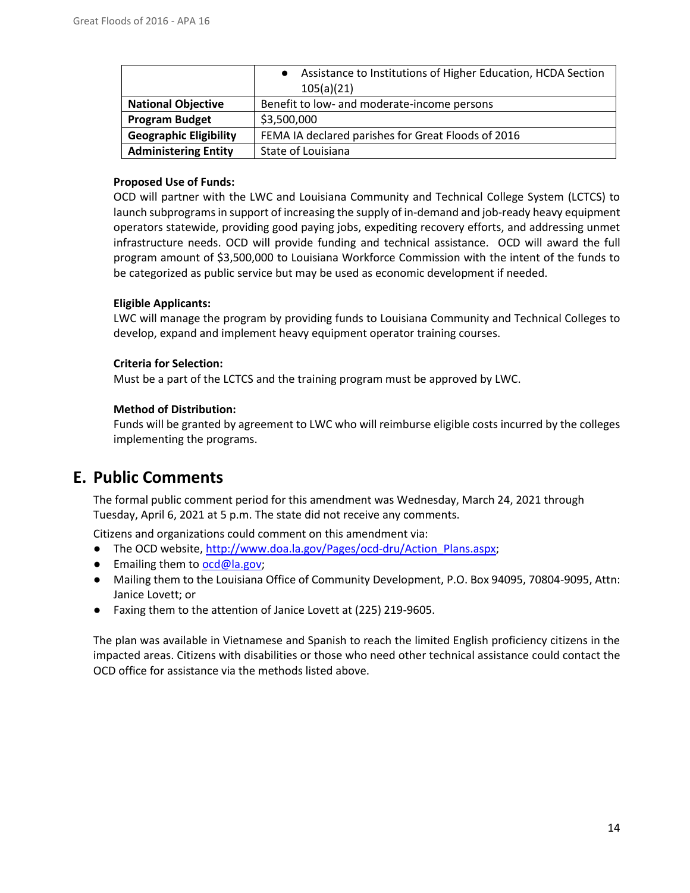| | |
|---|---|
| | • Assistance to Institutions of Higher Education, HCDA Section 105(a)(21) |
| **National Objective** | Benefit to low- and moderate-income persons |
| **Program Budget** | $3,500,000 |
| **Geographic Eligibility** | FEMA IA declared parishes for Great Floods of 2016 |
| **Administering Entity** | State of Louisiana |

**Proposed Use of Funds:**
OCD will partner with the LWC and Louisiana Community and Technical College System (LCTCS) to launch subprograms in support of increasing the supply of in-demand and job-ready heavy equipment operators statewide, providing good paying jobs, expediting recovery efforts, and addressing unmet infrastructure needs. OCD will provide funding and technical assistance. OCD will award the full program amount of $3,500,000 to Louisiana Workforce Commission with the intent of the funds to be categorized as public service but may be used as economic development if needed.

**Eligible Applicants:**
LWC will manage the program by providing funds to Louisiana Community and Technical Colleges to develop, expand and implement heavy equipment operator training courses.

**Criteria for Selection:**
Must be a part of the LCTCS and the training program must be approved by LWC.

**Method of Distribution:**
Funds will be granted by agreement to LWC who will reimburse eligible costs incurred by the colleges implementing the programs.

## E. Public Comments

The formal public comment period for this amendment was Wednesday, March 24, 2021 through Tuesday, April 6, 2021 at 5 p.m. The state did not receive any comments.

Citizens and organizations could comment on this amendment via:

- The OCD website, http://www.doa.la.gov/Pages/ocd-dru/Action_Plans.aspx;
- Emailing them to ocd@la.gov;
- Mailing them to the Louisiana Office of Community Development, P.O. Box 94095, 70804-9095, Attn: Janice Lovett; or
- Faxing them to the attention of Janice Lovett at (225) 219-9605.

The plan was available in Vietnamese and Spanish to reach the limited English proficiency citizens in the impacted areas. Citizens with disabilities or those who need other technical assistance could contact the OCD office for assistance via the methods listed above.